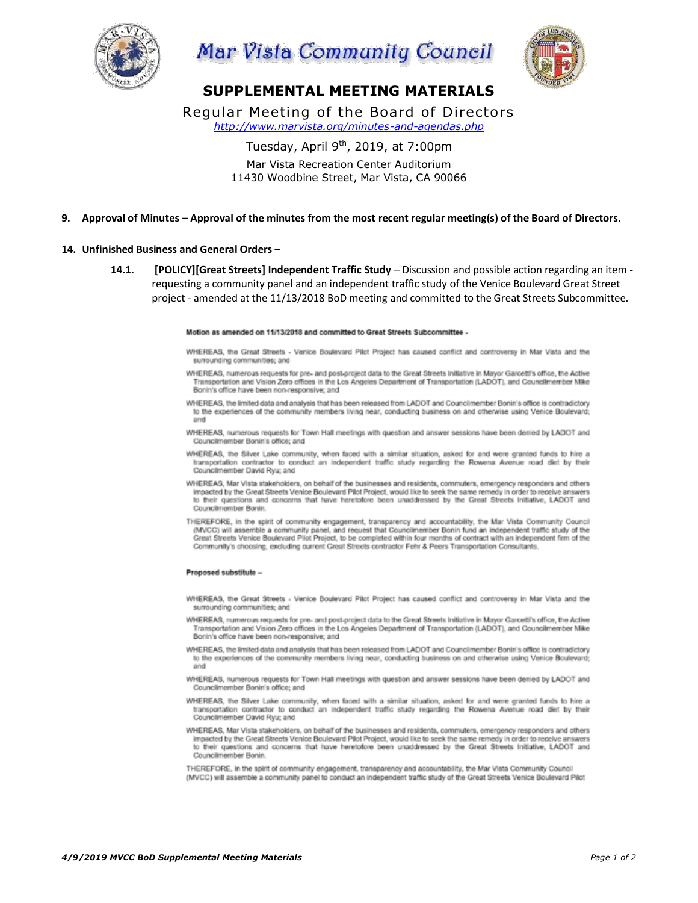# Mar Vista Community Council

## SUPPLEMENTAL MEETING MATERIALS

Regular Meeting of the Board of Directors
*http://www.marvista.org/minutes-and-agendas.php*

Tuesday, April 9th, 2019, at 7:00pm
Mar Vista Recreation Center Auditorium
11430 Woodbine Street, Mar Vista, CA 90066

**9. Approval of Minutes – Approval of the minutes from the most recent regular meeting(s) of the Board of Directors.**

**14. Unfinished Business and General Orders –**

**14.1. [POLICY][Great Streets] Independent Traffic Study** – Discussion and possible action regarding an item - requesting a community panel and an independent traffic study of the Venice Boulevard Great Street project - amended at the 11/13/2018 BoD meeting and committed to the Great Streets Subcommittee.

**Motion as amended on 11/13/2018 and committed to Great Streets Subcommittee -**

WHEREAS, the Great Streets - Venice Boulevard Pilot Project has caused conflict and controversy in Mar Vista and the surrounding communities; and

WHEREAS, numerous requests for pre- and post-project data to the Great Streets Initiative in Mayor Garcetti's office, the Active Transportation and Vision Zero offices in the Los Angeles Department of Transportation (LADOT), and Councilmember Mike Bonin's office have been non-responsive; and

WHEREAS, the limited data and analysis that has been released from LADOT and Councilmember Bonin's office is contradictory to the experiences of the community members living near, conducting business on and otherwise using Venice Boulevard; and

WHEREAS, numerous requests for Town Hall meetings with question and answer sessions have been denied by LADOT and Councilmember Bonin's office; and

WHEREAS, the Silver Lake community, when faced with a similar situation, asked for and were granted funds to hire a transportation contractor to conduct an independent traffic study regarding the Rowena Avenue road diet by their Councilmember David Ryu; and

WHEREAS, Mar Vista stakeholders, on behalf of the businesses and residents, commuters, emergency responders and others impacted by the Great Streets Venice Boulevard Pilot Project, would like to seek the same remedy in order to receive answers to their questions and concerns that have heretofore been unaddressed by the Great Streets Initiative, LADOT and Councilmember Bonin.

THEREFORE, in the spirit of community engagement, transparency and accountability, the Mar Vista Community Council (MVCC) will assemble a community panel, and request that Councilmember Bonin fund an independent traffic study of the Great Streets Venice Boulevard Pilot Project, to be completed within four months of contract with an independent firm of the Community's choosing, excluding current Great Streets contractor Fehr & Peers Transportation Consultants.

**Proposed substitute –**

WHEREAS, the Great Streets - Venice Boulevard Pilot Project has caused conflict and controversy in Mar Vista and the surrounding communities; and

WHEREAS, numerous requests for pre- and post-project data to the Great Streets Initiative in Mayor Garcetti's office, the Active Transportation and Vision Zero offices in the Los Angeles Department of Transportation (LADOT), and Councilmember Mike Bonin's office have been non-responsive; and

WHEREAS, the limited data and analysis that has been released from LADOT and Councilmember Bonin's office is contradictory to the experiences of the community members living near, conducting business on and otherwise using Venice Boulevard; and

WHEREAS, numerous requests for Town Hall meetings with question and answer sessions have been denied by LADOT and Councilmember Bonin's office; and

WHEREAS, the Silver Lake community, when faced with a similar situation, asked for and were granted funds to hire a transportation contractor to conduct an independent traffic study regarding the Rowena Avenue road diet by their Councilmember David Ryu; and

WHEREAS, Mar Vista stakeholders, on behalf of the businesses and residents, commuters, emergency responders and others impacted by the Great Streets Venice Boulevard Pilot Project, would like to seek the same remedy in order to receive answers to their questions and concerns that have heretofore been unaddressed by the Great Streets Initiative, LADOT and Councilmember Bonin.

THEREFORE, in the spirit of community engagement, transparency and accountability, the Mar Vista Community Council (MVCC) will assemble a community panel to conduct an independent traffic study of the Great Streets Venice Boulevard Pilot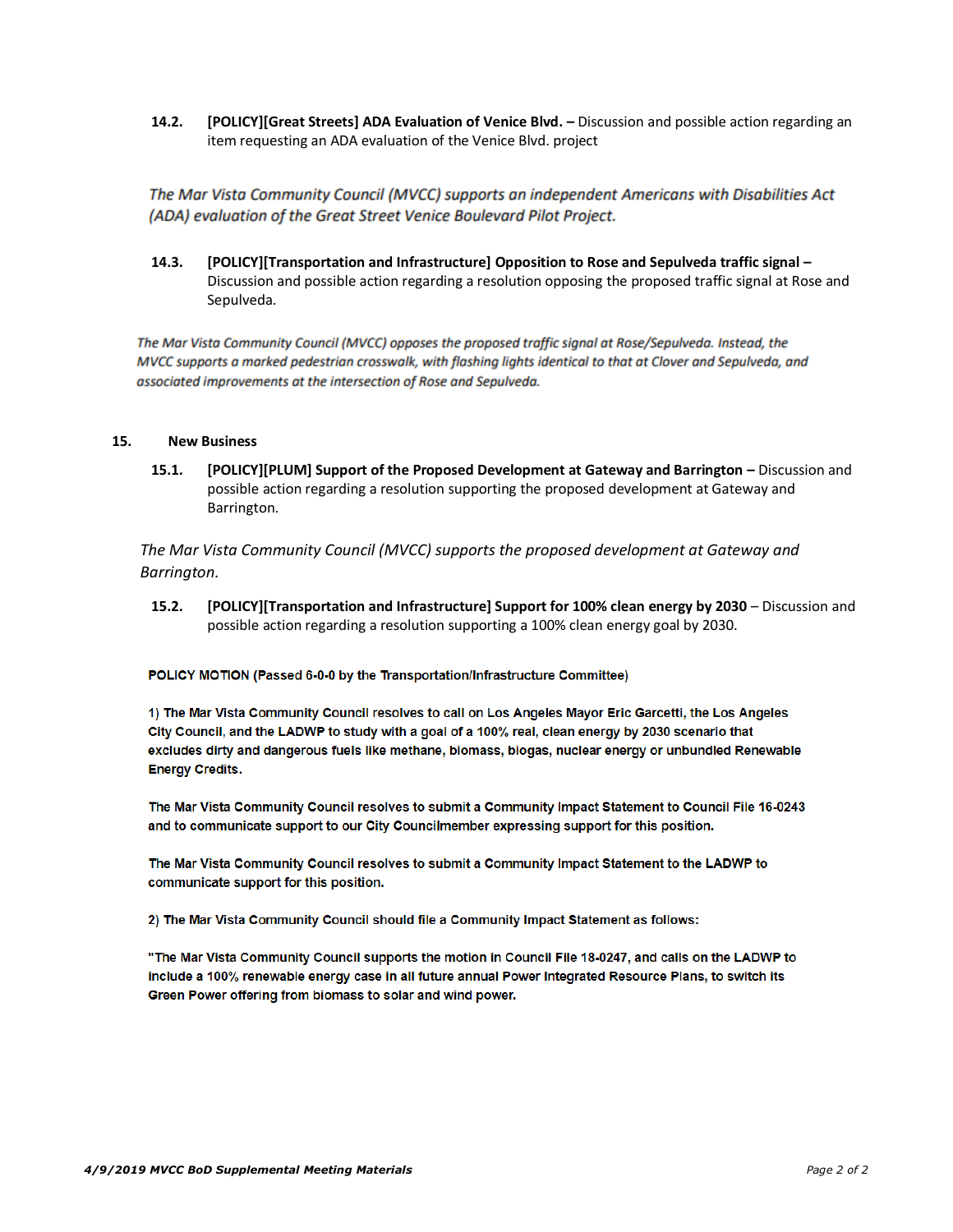**14.2. [POLICY][Great Streets] ADA Evaluation of Venice Blvd. –** Discussion and possible action regarding an item requesting an ADA evaluation of the Venice Blvd. project

*The Mar Vista Community Council (MVCC) supports an independent Americans with Disabilities Act (ADA) evaluation of the Great Street Venice Boulevard Pilot Project.*

**14.3. [POLICY][Transportation and Infrastructure] Opposition to Rose and Sepulveda traffic signal –** Discussion and possible action regarding a resolution opposing the proposed traffic signal at Rose and Sepulveda.

*The Mar Vista Community Council (MVCC) opposes the proposed traffic signal at Rose/Sepulveda. Instead, the MVCC supports a marked pedestrian crosswalk, with flashing lights identical to that at Clover and Sepulveda, and associated improvements at the intersection of Rose and Sepulveda.*

**15. New Business**

**15.1. [POLICY][PLUM] Support of the Proposed Development at Gateway and Barrington –** Discussion and possible action regarding a resolution supporting the proposed development at Gateway and Barrington.

*The Mar Vista Community Council (MVCC) supports the proposed development at Gateway and Barrington.*

**15.2. [POLICY][Transportation and Infrastructure] Support for 100% clean energy by 2030** – Discussion and possible action regarding a resolution supporting a 100% clean energy goal by 2030.

**POLICY MOTION (Passed 6-0-0 by the Transportation/Infrastructure Committee)**

**1) The Mar Vista Community Council resolves to call on Los Angeles Mayor Eric Garcetti, the Los Angeles City Council, and the LADWP to study with a goal of a 100% real, clean energy by 2030 scenario that excludes dirty and dangerous fuels like methane, biomass, biogas, nuclear energy or unbundled Renewable Energy Credits.**

**The Mar Vista Community Council resolves to submit a Community Impact Statement to Council File 16-0243 and to communicate support to our City Councilmember expressing support for this position.**

**The Mar Vista Community Council resolves to submit a Community Impact Statement to the LADWP to communicate support for this position.**

**2) The Mar Vista Community Council should file a Community Impact Statement as follows:**

**"The Mar Vista Community Council supports the motion in Council File 18-0247, and calls on the LADWP to include a 100% renewable energy case in all future annual Power Integrated Resource Plans, to switch its Green Power offering from biomass to solar and wind power.**